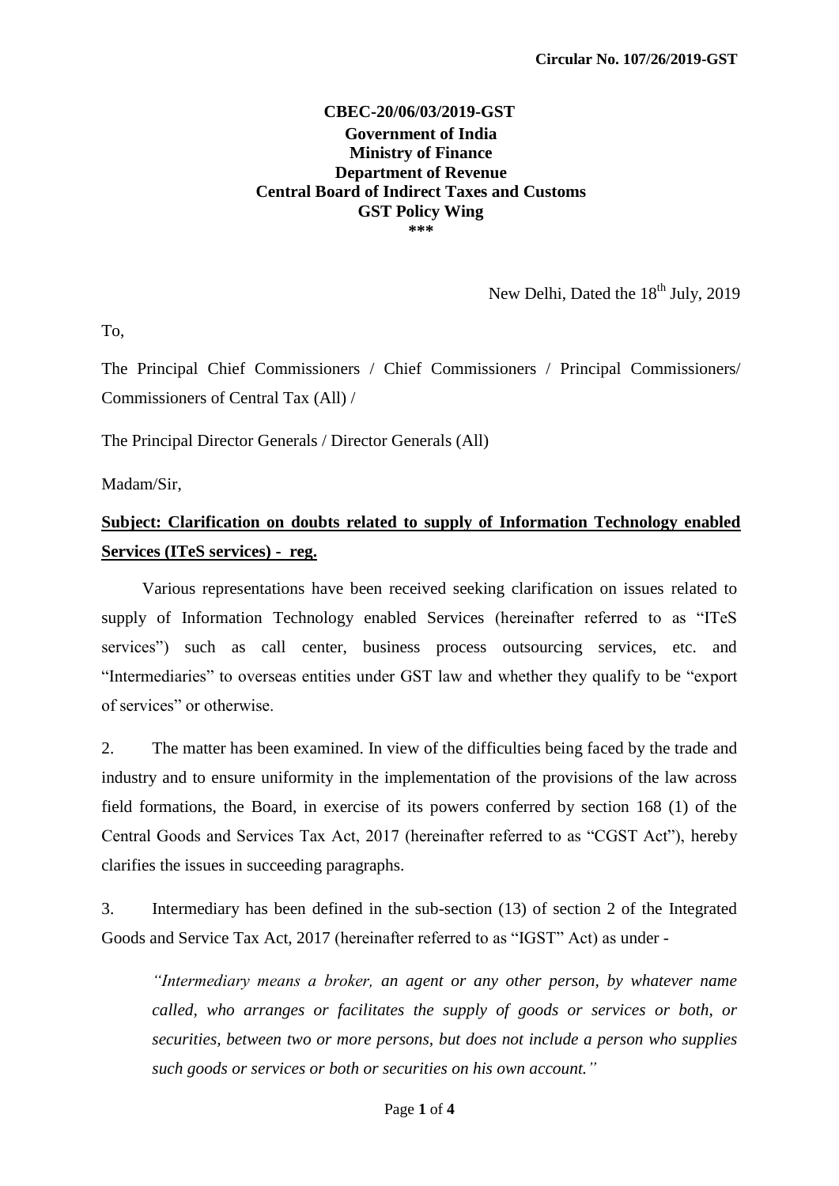**Circular No. 107/26/2019-GST**

**CBEC-20/06/03/2019-GST**
**Government of India**
**Ministry of Finance**
**Department of Revenue**
**Central Board of Indirect Taxes and Customs**
**GST Policy Wing**
**\*\*\***

New Delhi, Dated the 18th July, 2019

To,

The Principal Chief Commissioners / Chief Commissioners / Principal Commissioners/ Commissioners of Central Tax (All) /

The Principal Director Generals / Director Generals (All)

Madam/Sir,

**Subject: Clarification on doubts related to supply of Information Technology enabled Services (ITeS services) - reg.**

Various representations have been received seeking clarification on issues related to supply of Information Technology enabled Services (hereinafter referred to as "ITeS services") such as call center, business process outsourcing services, etc. and "Intermediaries" to overseas entities under GST law and whether they qualify to be "export of services" or otherwise.

2. The matter has been examined. In view of the difficulties being faced by the trade and industry and to ensure uniformity in the implementation of the provisions of the law across field formations, the Board, in exercise of its powers conferred by section 168 (1) of the Central Goods and Services Tax Act, 2017 (hereinafter referred to as "CGST Act"), hereby clarifies the issues in succeeding paragraphs.

3. Intermediary has been defined in the sub-section (13) of section 2 of the Integrated Goods and Service Tax Act, 2017 (hereinafter referred to as "IGST" Act) as under -

> *"Intermediary means a broker, an agent or any other person, by whatever name called, who arranges or facilitates the supply of goods or services or both, or securities, between two or more persons, but does not include a person who supplies such goods or services or both or securities on his own account."*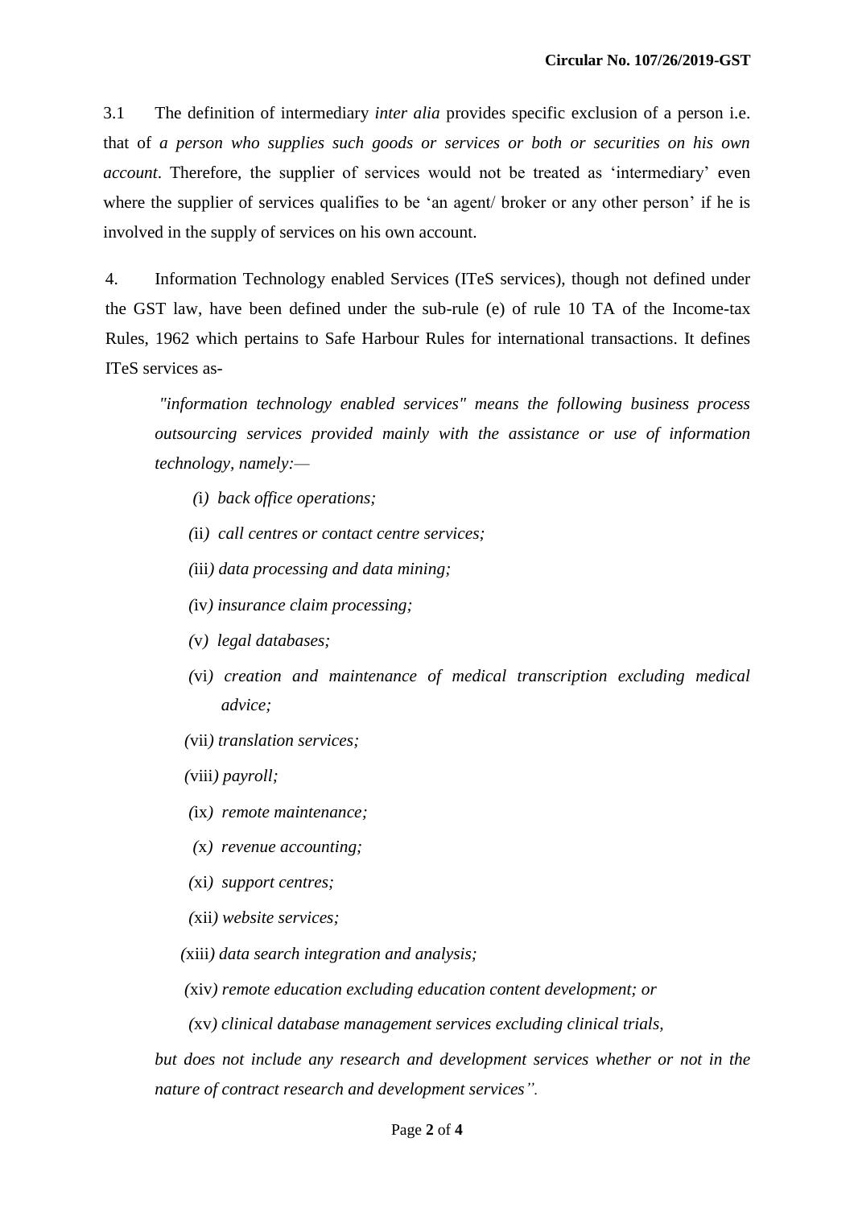3.1 The definition of intermediary *inter alia* provides specific exclusion of a person i.e. that of *a person who supplies such goods or services or both or securities on his own account*. Therefore, the supplier of services would not be treated as 'intermediary' even where the supplier of services qualifies to be 'an agent/ broker or any other person' if he is involved in the supply of services on his own account.

4. Information Technology enabled Services (ITeS services), though not defined under the GST law, have been defined under the sub-rule (e) of rule 10 TA of the Income-tax Rules, 1962 which pertains to Safe Harbour Rules for international transactions. It defines ITeS services as-

> *"information technology enabled services" means the following business process outsourcing services provided mainly with the assistance or use of information technology, namely:—*
>
> *(i) back office operations;*
>
> *(ii) call centres or contact centre services;*
>
> *(iii) data processing and data mining;*
>
> *(iv) insurance claim processing;*
>
> *(v) legal databases;*
>
> *(vi) creation and maintenance of medical transcription excluding medical advice;*
>
> *(vii) translation services;*
>
> *(viii) payroll;*
>
> *(ix) remote maintenance;*
>
> *(x) revenue accounting;*
>
> *(xi) support centres;*
>
> *(xii) website services;*
>
> *(xiii) data search integration and analysis;*
>
> *(xiv) remote education excluding education content development; or*
>
> *(xv) clinical database management services excluding clinical trials,*
>
> *but does not include any research and development services whether or not in the nature of contract research and development services".*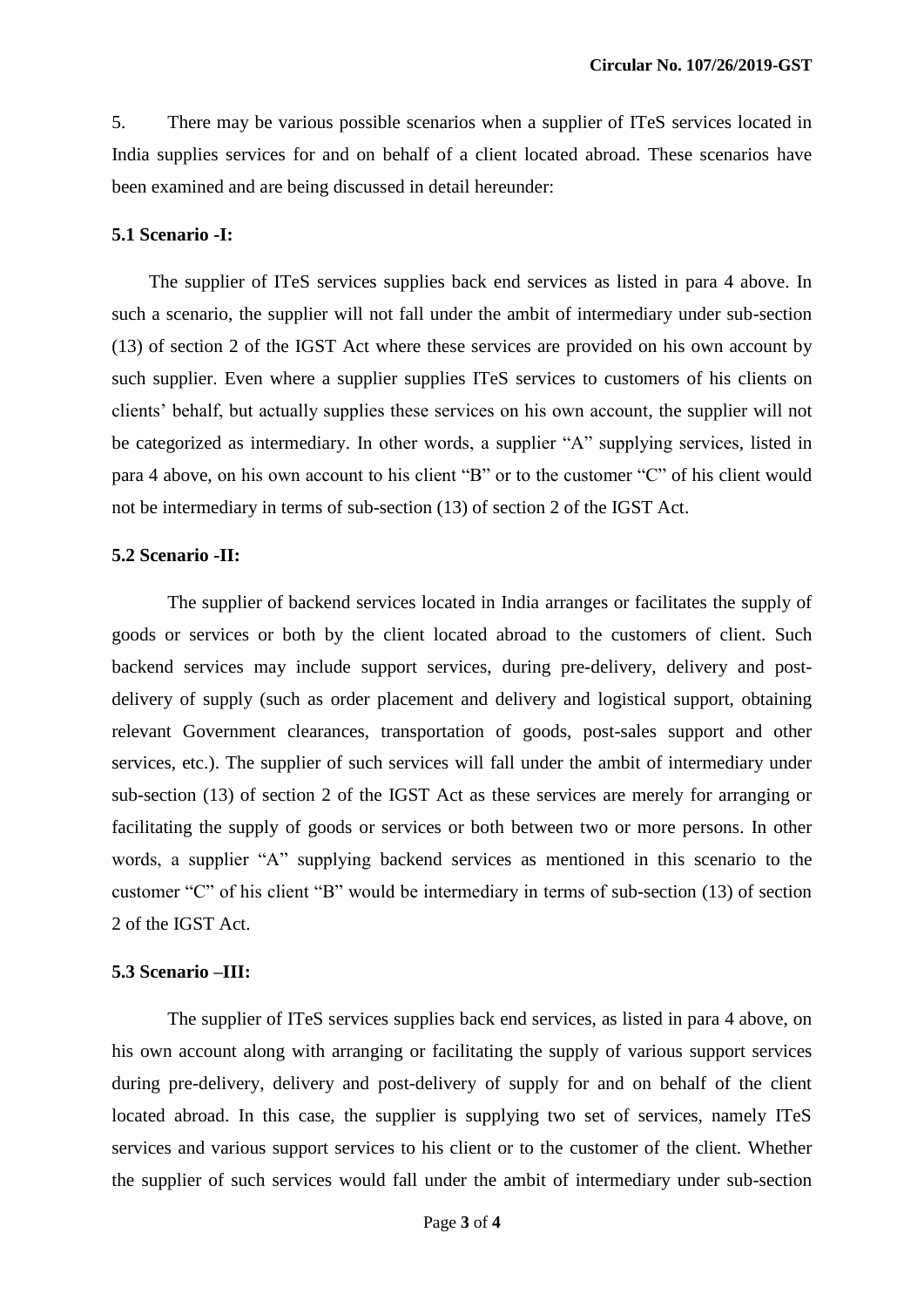5. There may be various possible scenarios when a supplier of ITeS services located in India supplies services for and on behalf of a client located abroad. These scenarios have been examined and are being discussed in detail hereunder:

**5.1 Scenario -I:**

The supplier of ITeS services supplies back end services as listed in para 4 above. In such a scenario, the supplier will not fall under the ambit of intermediary under sub-section (13) of section 2 of the IGST Act where these services are provided on his own account by such supplier. Even where a supplier supplies ITeS services to customers of his clients on clients' behalf, but actually supplies these services on his own account, the supplier will not be categorized as intermediary. In other words, a supplier "A" supplying services, listed in para 4 above, on his own account to his client "B" or to the customer "C" of his client would not be intermediary in terms of sub-section (13) of section 2 of the IGST Act.

**5.2 Scenario -II:**

The supplier of backend services located in India arranges or facilitates the supply of goods or services or both by the client located abroad to the customers of client. Such backend services may include support services, during pre-delivery, delivery and post-delivery of supply (such as order placement and delivery and logistical support, obtaining relevant Government clearances, transportation of goods, post-sales support and other services, etc.). The supplier of such services will fall under the ambit of intermediary under sub-section (13) of section 2 of the IGST Act as these services are merely for arranging or facilitating the supply of goods or services or both between two or more persons. In other words, a supplier "A" supplying backend services as mentioned in this scenario to the customer "C" of his client "B" would be intermediary in terms of sub-section (13) of section 2 of the IGST Act.

**5.3 Scenario –III:**

The supplier of ITeS services supplies back end services, as listed in para 4 above, on his own account along with arranging or facilitating the supply of various support services during pre-delivery, delivery and post-delivery of supply for and on behalf of the client located abroad. In this case, the supplier is supplying two set of services, namely ITeS services and various support services to his client or to the customer of the client. Whether the supplier of such services would fall under the ambit of intermediary under sub-section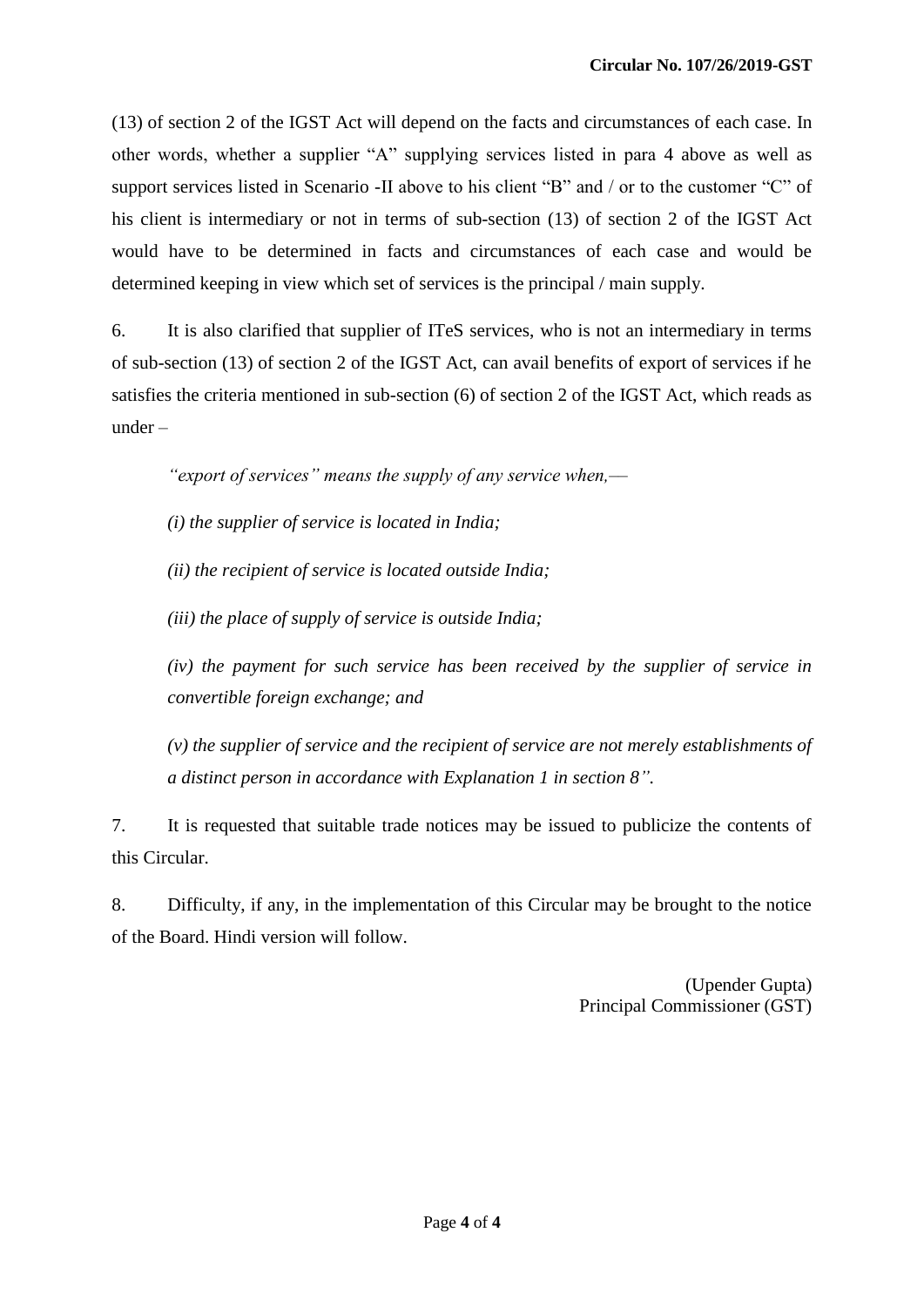(13) of section 2 of the IGST Act will depend on the facts and circumstances of each case. In other words, whether a supplier "A" supplying services listed in para 4 above as well as support services listed in Scenario -II above to his client "B" and / or to the customer "C" of his client is intermediary or not in terms of sub-section (13) of section 2 of the IGST Act would have to be determined in facts and circumstances of each case and would be determined keeping in view which set of services is the principal / main supply.

6. It is also clarified that supplier of ITeS services, who is not an intermediary in terms of sub-section (13) of section 2 of the IGST Act, can avail benefits of export of services if he satisfies the criteria mentioned in sub-section (6) of section 2 of the IGST Act, which reads as under –

> *"export of services" means the supply of any service when,—*
>
> *(i) the supplier of service is located in India;*
>
> *(ii) the recipient of service is located outside India;*
>
> *(iii) the place of supply of service is outside India;*
>
> *(iv) the payment for such service has been received by the supplier of service in convertible foreign exchange; and*
>
> *(v) the supplier of service and the recipient of service are not merely establishments of a distinct person in accordance with Explanation 1 in section 8".*

7. It is requested that suitable trade notices may be issued to publicize the contents of this Circular.

8. Difficulty, if any, in the implementation of this Circular may be brought to the notice of the Board. Hindi version will follow.

(Upender Gupta)
Principal Commissioner (GST)